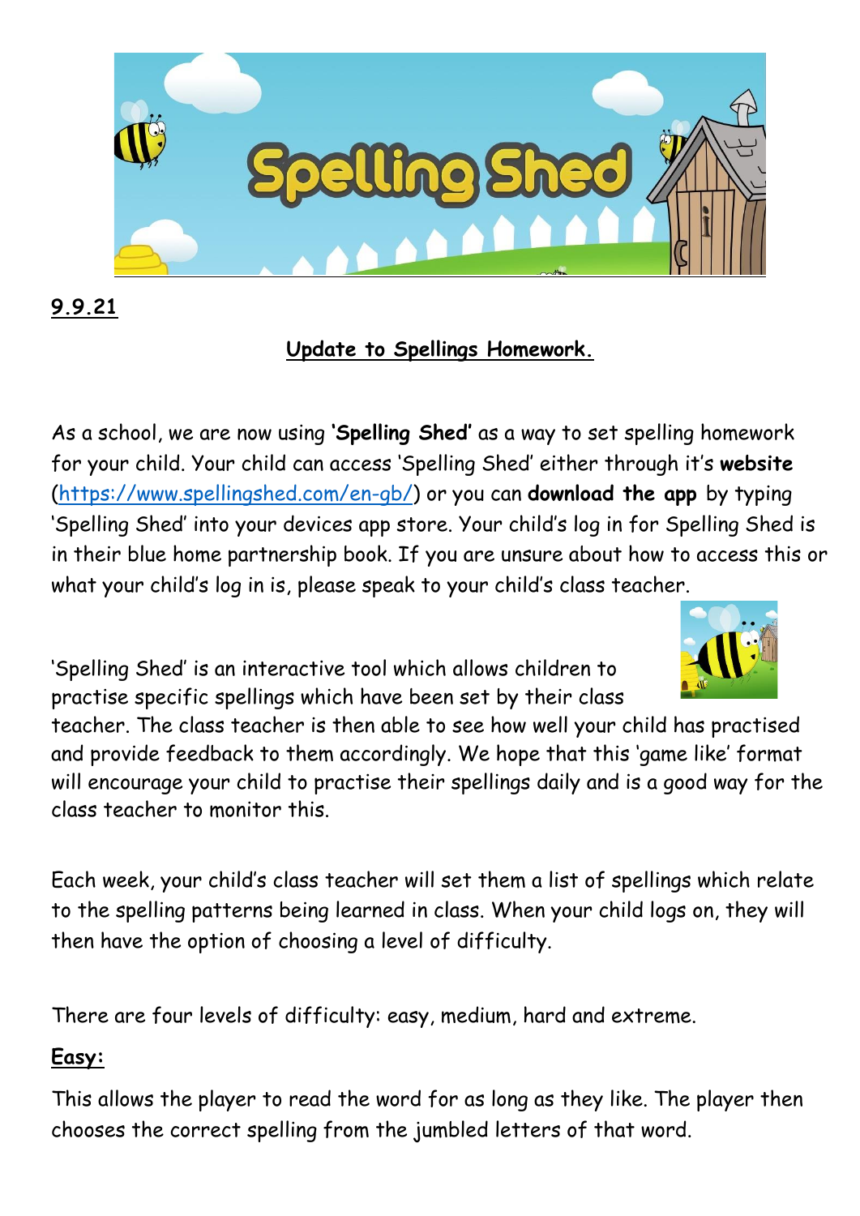**9.9.21**

## Update to Spellings Homework.

As a school, we are now using **'Spelling Shed'** as a way to set spelling homework for your child. Your child can access 'Spelling Shed' either through it's **website** ([https://www.spellingshed.com/en-gb/](https://www.spellingshed.com/en-gb/)) or you can **download the app** by typing 'Spelling Shed' into your devices app store. Your child's log in for Spelling Shed is in their blue home partnership book. If you are unsure about how to access this or what your child's log in is, please speak to your child's class teacher.

'Spelling Shed' is an interactive tool which allows children to practise specific spellings which have been set by their class teacher. The class teacher is then able to see how well your child has practised and provide feedback to them accordingly. We hope that this 'game like' format will encourage your child to practise their spellings daily and is a good way for the class teacher to monitor this.

Each week, your child's class teacher will set them a list of spellings which relate to the spelling patterns being learned in class. When your child logs on, they will then have the option of choosing a level of difficulty.

There are four levels of difficulty: easy, medium, hard and extreme.

**Easy:**

This allows the player to read the word for as long as they like. The player then chooses the correct spelling from the jumbled letters of that word.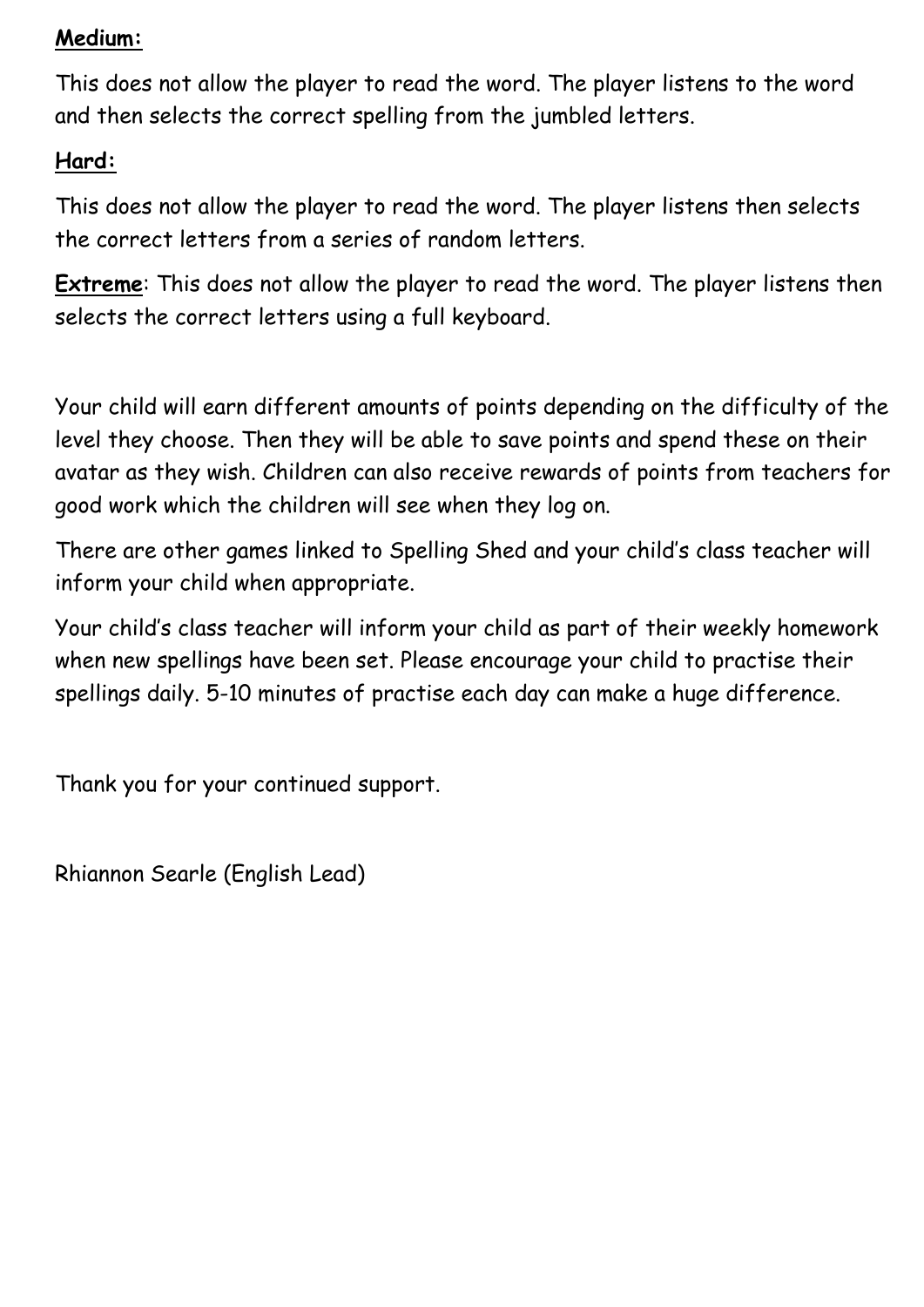**Medium:**

This does not allow the player to read the word. The player listens to the word and then selects the correct spelling from the jumbled letters.

**Hard:**

This does not allow the player to read the word. The player listens then selects the correct letters from a series of random letters.

**Extreme**: This does not allow the player to read the word. The player listens then selects the correct letters using a full keyboard.

Your child will earn different amounts of points depending on the difficulty of the level they choose. Then they will be able to save points and spend these on their avatar as they wish. Children can also receive rewards of points from teachers for good work which the children will see when they log on.

There are other games linked to Spelling Shed and your child's class teacher will inform your child when appropriate.

Your child's class teacher will inform your child as part of their weekly homework when new spellings have been set. Please encourage your child to practise their spellings daily. 5-10 minutes of practise each day can make a huge difference.

Thank you for your continued support.

Rhiannon Searle (English Lead)